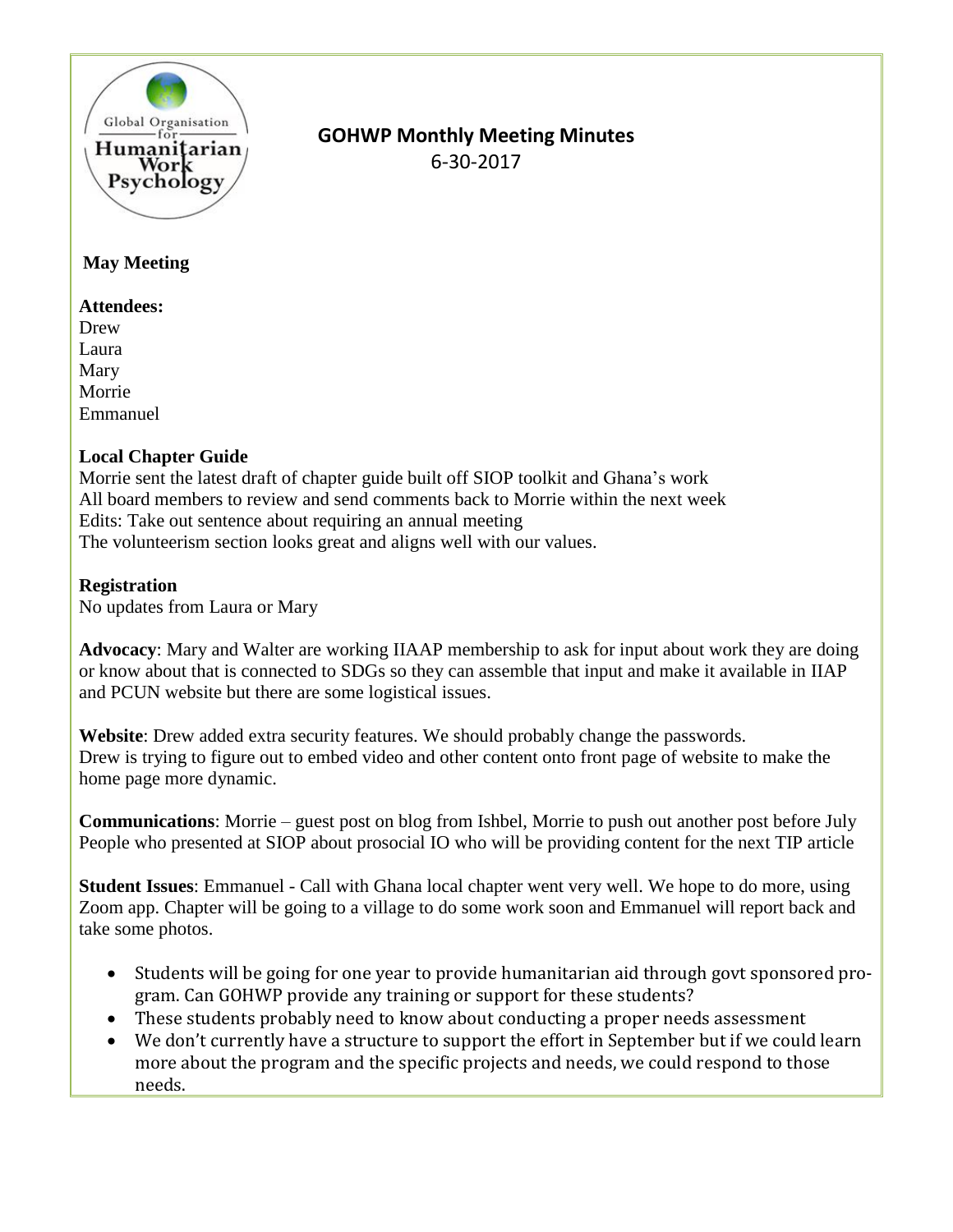# GOHWP Monthly Meeting Minutes

6-30-2017

**May Meeting**

**Attendees:**

Drew
Laura
Mary
Morrie
Emmanuel

**Local Chapter Guide**

Morrie sent the latest draft of chapter guide built off SIOP toolkit and Ghana's work
All board members to review and send comments back to Morrie within the next week
Edits: Take out sentence about requiring an annual meeting
The volunteerism section looks great and aligns well with our values.

**Registration**

No updates from Laura or Mary

**Advocacy**: Mary and Walter are working IIAAP membership to ask for input about work they are doing or know about that is connected to SDGs so they can assemble that input and make it available in IIAP and PCUN website but there are some logistical issues.

**Website**: Drew added extra security features. We should probably change the passwords.
Drew is trying to figure out to embed video and other content onto front page of website to make the home page more dynamic.

**Communications**: Morrie – guest post on blog from Ishbel, Morrie to push out another post before July
People who presented at SIOP about prosocial IO who will be providing content for the next TIP article

**Student Issues**: Emmanuel - Call with Ghana local chapter went very well. We hope to do more, using Zoom app. Chapter will be going to a village to do some work soon and Emmanuel will report back and take some photos.

- Students will be going for one year to provide humanitarian aid through govt sponsored program. Can GOHWP provide any training or support for these students?
- These students probably need to know about conducting a proper needs assessment
- We don't currently have a structure to support the effort in September but if we could learn more about the program and the specific projects and needs, we could respond to those needs.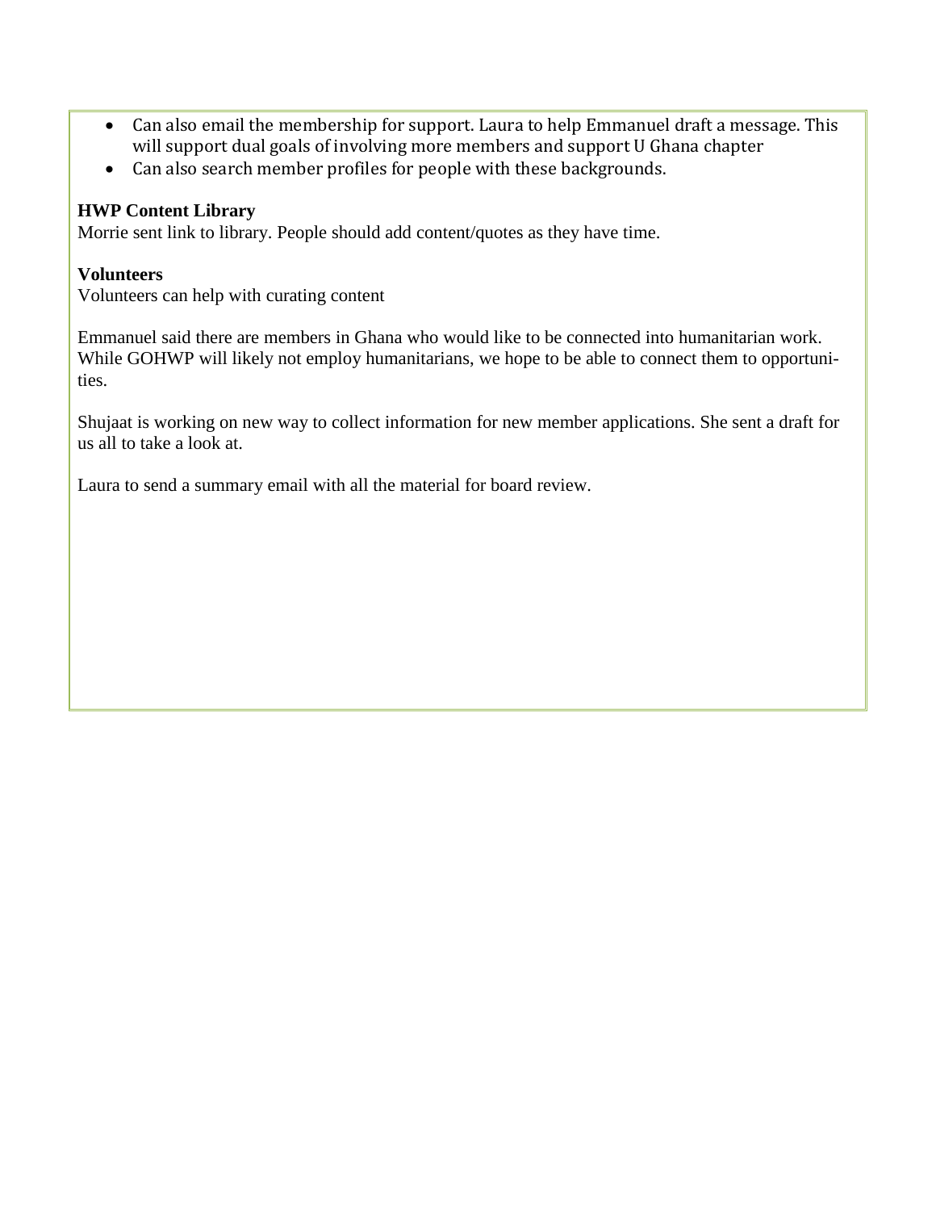- Can also email the membership for support. Laura to help Emmanuel draft a message. This will support dual goals of involving more members and support U Ghana chapter
- Can also search member profiles for people with these backgrounds.

**HWP Content Library**

Morrie sent link to library. People should add content/quotes as they have time.

**Volunteers**

Volunteers can help with curating content

Emmanuel said there are members in Ghana who would like to be connected into humanitarian work. While GOHWP will likely not employ humanitarians, we hope to be able to connect them to opportunities.

Shujaat is working on new way to collect information for new member applications. She sent a draft for us all to take a look at.

Laura to send a summary email with all the material for board review.